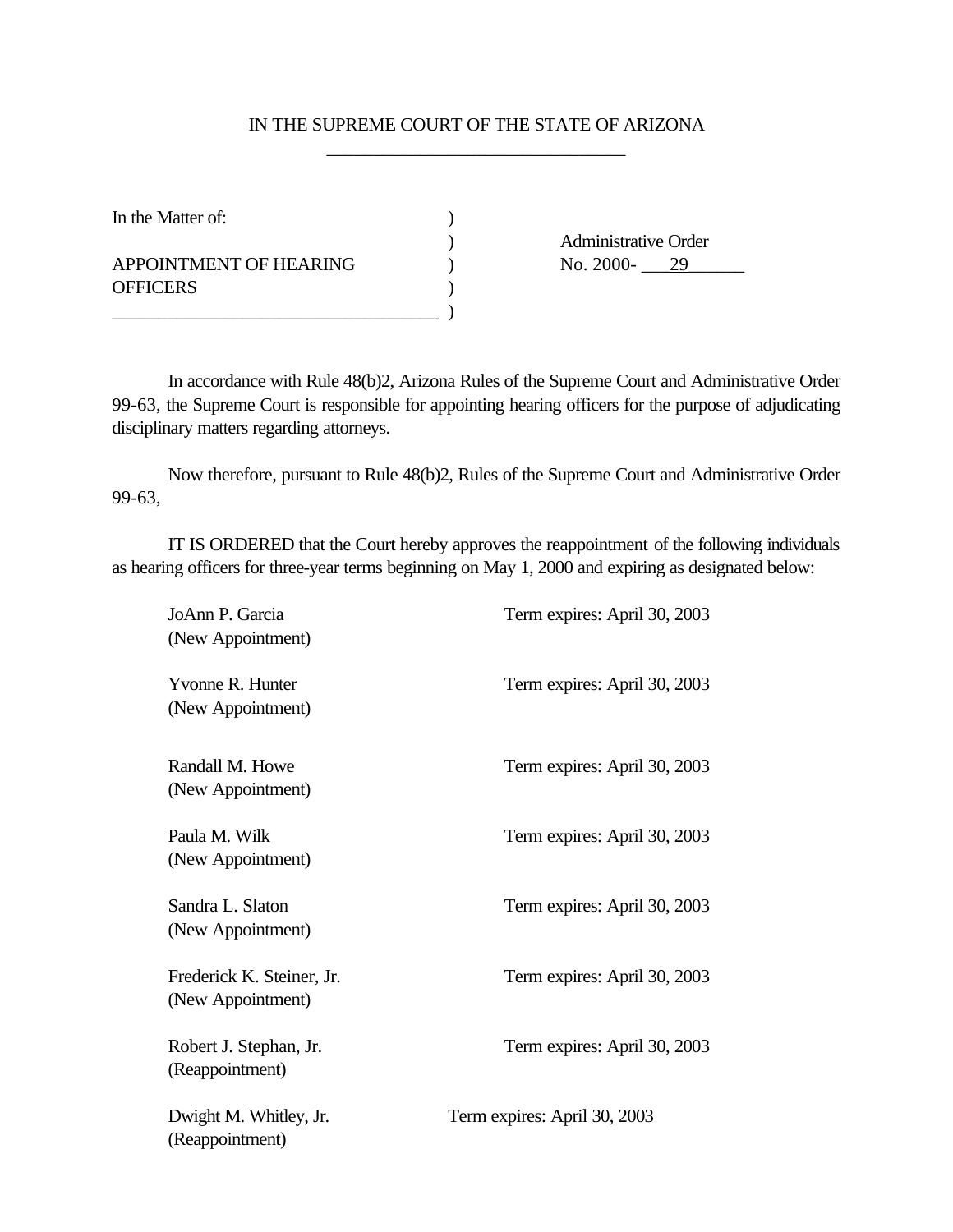IN THE SUPREME COURT OF THE STATE OF ARIZONA

| | |
|---|---|
| In the Matter of:<br><br>APPOINTMENT OF HEARING OFFICERS | Administrative Order<br>No. 2000- 29 |

In accordance with Rule 48(b)2, Arizona Rules of the Supreme Court and Administrative Order 99-63, the Supreme Court is responsible for appointing hearing officers for the purpose of adjudicating disciplinary matters regarding attorneys.

Now therefore, pursuant to Rule 48(b)2, Rules of the Supreme Court and Administrative Order 99-63,

IT IS ORDERED that the Court hereby approves the reappointment of the following individuals as hearing officers for three-year terms beginning on May 1, 2000 and expiring as designated below:

| Name | Term |
|---|---|
| JoAnn P. Garcia<br>(New Appointment) | Term expires: April 30, 2003 |
| Yvonne R. Hunter<br>(New Appointment) | Term expires: April 30, 2003 |
| Randall M. Howe<br>(New Appointment) | Term expires: April 30, 2003 |
| Paula M. Wilk<br>(New Appointment) | Term expires: April 30, 2003 |
| Sandra L. Slaton<br>(New Appointment) | Term expires: April 30, 2003 |
| Frederick K. Steiner, Jr.<br>(New Appointment) | Term expires: April 30, 2003 |
| Robert J. Stephan, Jr.<br>(Reappointment) | Term expires: April 30, 2003 |
| Dwight M. Whitley, Jr.<br>(Reappointment) | Term expires: April 30, 2003 |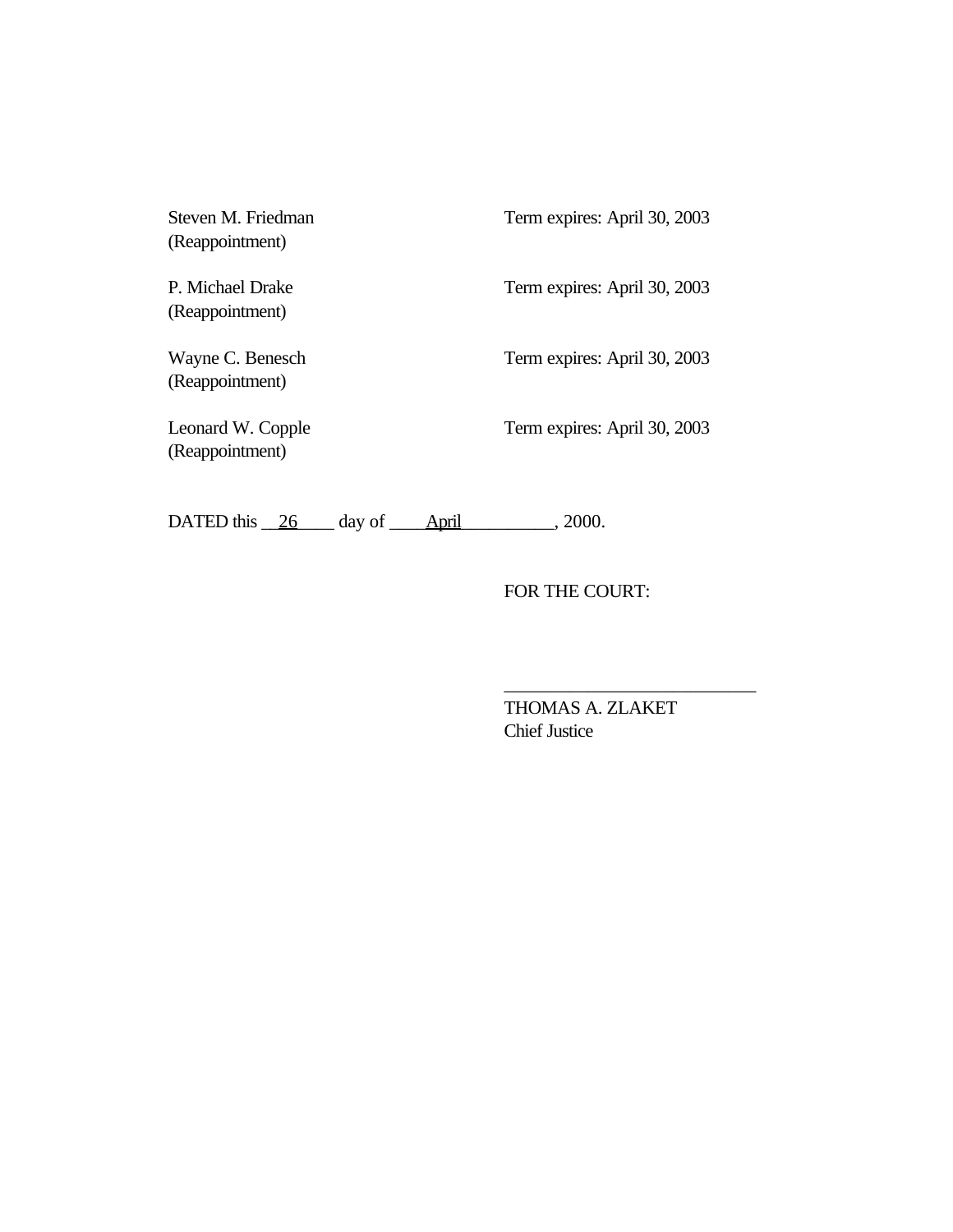| | |
|---|---|
| Steven M. Friedman<br>(Reappointment) | Term expires: April 30, 2003 |
| P. Michael Drake<br>(Reappointment) | Term expires: April 30, 2003 |
| Wayne C. Benesch<br>(Reappointment) | Term expires: April 30, 2003 |
| Leonard W. Copple<br>(Reappointment) | Term expires: April 30, 2003 |

DATED this 26 day of April, 2000.

FOR THE COURT:

\_\_\_\_\_\_\_\_\_\_\_\_\_\_\_\_\_\_\_\_\_\_\_\_\_\_\_\_
THOMAS A. ZLAKET
Chief Justice